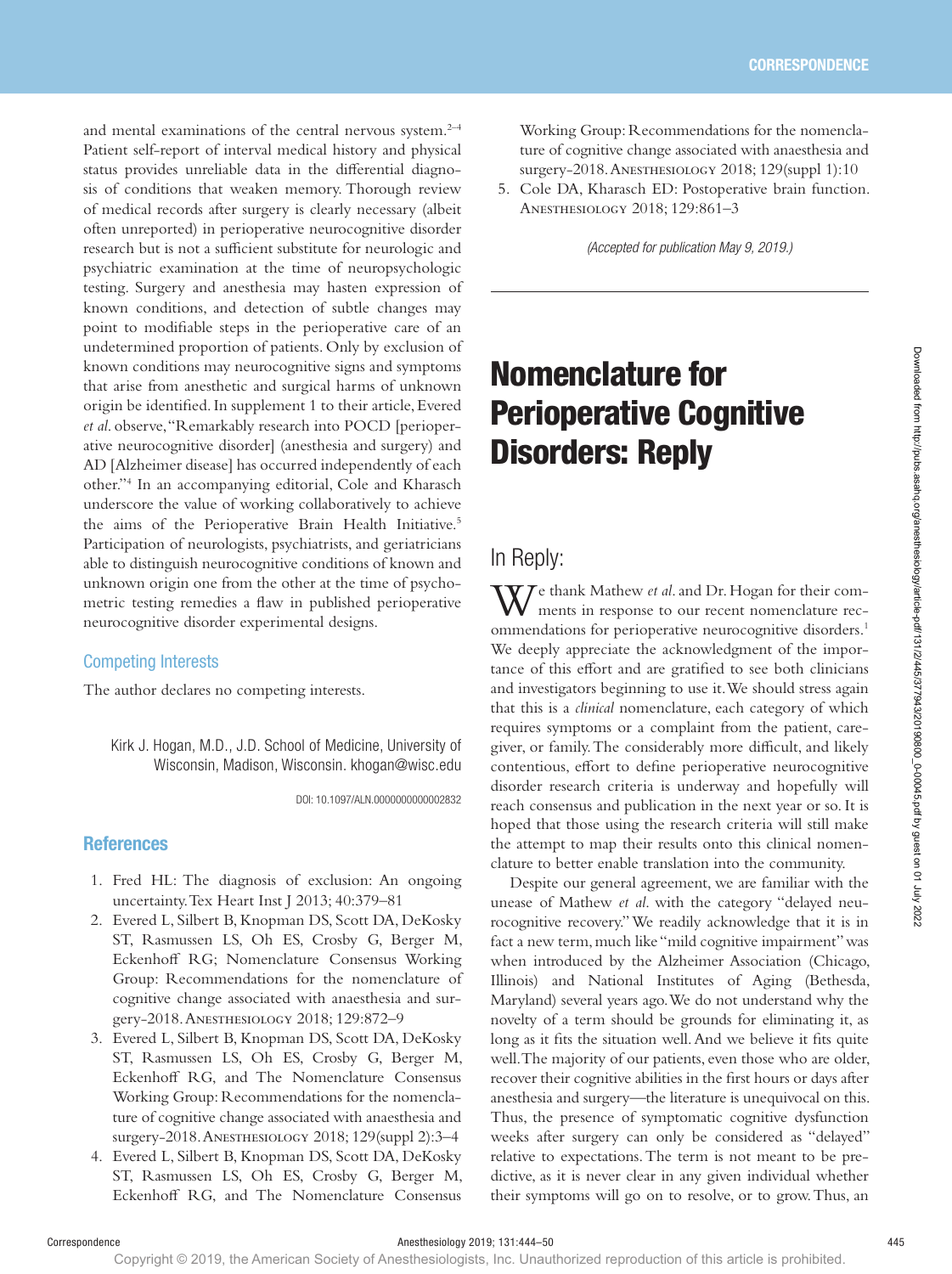and mental examinations of the central nervous system.[2–4] Patient self-report of interval medical history and physical status provides unreliable data in the differential diagnosis of conditions that weaken memory. Thorough review of medical records after surgery is clearly necessary (albeit often unreported) in perioperative neurocognitive disorder research but is not a sufficient substitute for neurologic and psychiatric examination at the time of neuropsychologic testing. Surgery and anesthesia may hasten expression of known conditions, and detection of subtle changes may point to modifiable steps in the perioperative care of an undetermined proportion of patients. Only by exclusion of known conditions may neurocognitive signs and symptoms that arise from anesthetic and surgical harms of unknown origin be identified. In supplement 1 to their article, Evered *et al.* observe, "Remarkably research into POCD [perioperative neurocognitive disorder] (anesthesia and surgery) and AD [Alzheimer disease] has occurred independently of each other."[4] In an accompanying editorial, Cole and Kharasch underscore the value of working collaboratively to achieve the aims of the Perioperative Brain Health Initiative.[5] Participation of neurologists, psychiatrists, and geriatricians able to distinguish neurocognitive conditions of known and unknown origin one from the other at the time of psychometric testing remedies a flaw in published perioperative neurocognitive disorder experimental designs.

### Competing Interests

The author declares no competing interests.

Kirk J. Hogan, M.D., J.D. School of Medicine, University of Wisconsin, Madison, Wisconsin. khogan@wisc.edu

DOI: 10.1097/ALN.0000000000002832

### References

1. Fred HL: The diagnosis of exclusion: An ongoing uncertainty. Tex Heart Inst J 2013; 40:379–81
2. Evered L, Silbert B, Knopman DS, Scott DA, DeKosky ST, Rasmussen LS, Oh ES, Crosby G, Berger M, Eckenhoff RG; Nomenclature Consensus Working Group: Recommendations for the nomenclature of cognitive change associated with anaesthesia and surgery-2018. Anesthesiology 2018; 129:872–9
3. Evered L, Silbert B, Knopman DS, Scott DA, DeKosky ST, Rasmussen LS, Oh ES, Crosby G, Berger M, Eckenhoff RG, and The Nomenclature Consensus Working Group: Recommendations for the nomenclature of cognitive change associated with anaesthesia and surgery-2018. Anesthesiology 2018; 129(suppl 2):3–4
4. Evered L, Silbert B, Knopman DS, Scott DA, DeKosky ST, Rasmussen LS, Oh ES, Crosby G, Berger M, Eckenhoff RG, and The Nomenclature Consensus Working Group: Recommendations for the nomenclature of cognitive change associated with anaesthesia and surgery-2018. Anesthesiology 2018; 129(suppl 1):10
5. Cole DA, Kharasch ED: Postoperative brain function. Anesthesiology 2018; 129:861–3

*(Accepted for publication May 9, 2019.)*

# Nomenclature for Perioperative Cognitive Disorders: Reply

## In Reply:

We thank Mathew *et al.* and Dr. Hogan for their comments in response to our recent nomenclature recommendations for perioperative neurocognitive disorders.[1] We deeply appreciate the acknowledgment of the importance of this effort and are gratified to see both clinicians and investigators beginning to use it. We should stress again that this is a *clinical* nomenclature, each category of which requires symptoms or a complaint from the patient, caregiver, or family. The considerably more difficult, and likely contentious, effort to define perioperative neurocognitive disorder research criteria is underway and hopefully will reach consensus and publication in the next year or so. It is hoped that those using the research criteria will still make the attempt to map their results onto this clinical nomenclature to better enable translation into the community.

Despite our general agreement, we are familiar with the unease of Mathew *et al.* with the category "delayed neurocognitive recovery." We readily acknowledge that it is in fact a new term, much like "mild cognitive impairment" was when introduced by the Alzheimer Association (Chicago, Illinois) and National Institutes of Aging (Bethesda, Maryland) several years ago. We do not understand why the novelty of a term should be grounds for eliminating it, as long as it fits the situation well. And we believe it fits quite well. The majority of our patients, even those who are older, recover their cognitive abilities in the first hours or days after anesthesia and surgery—the literature is unequivocal on this. Thus, the presence of symptomatic cognitive dysfunction weeks after surgery can only be considered as "delayed" relative to expectations. The term is not meant to be predictive, as it is never clear in any given individual whether their symptoms will go on to resolve, or to grow. Thus, an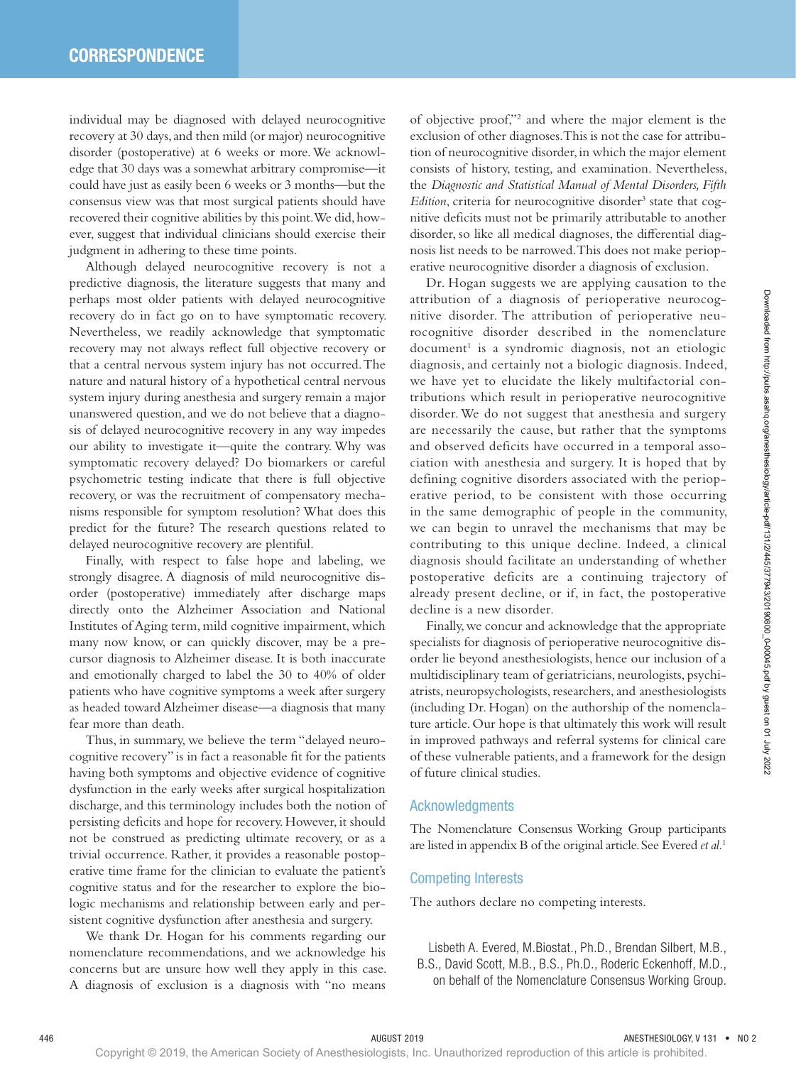individual may be diagnosed with delayed neurocognitive recovery at 30 days, and then mild (or major) neurocognitive disorder (postoperative) at 6 weeks or more. We acknowledge that 30 days was a somewhat arbitrary compromise—it could have just as easily been 6 weeks or 3 months—but the consensus view was that most surgical patients should have recovered their cognitive abilities by this point. We did, however, suggest that individual clinicians should exercise their judgment in adhering to these time points.

Although delayed neurocognitive recovery is not a predictive diagnosis, the literature suggests that many and perhaps most older patients with delayed neurocognitive recovery do in fact go on to have symptomatic recovery. Nevertheless, we readily acknowledge that symptomatic recovery may not always reflect full objective recovery or that a central nervous system injury has not occurred. The nature and natural history of a hypothetical central nervous system injury during anesthesia and surgery remain a major unanswered question, and we do not believe that a diagnosis of delayed neurocognitive recovery in any way impedes our ability to investigate it—quite the contrary. Why was symptomatic recovery delayed? Do biomarkers or careful psychometric testing indicate that there is full objective recovery, or was the recruitment of compensatory mechanisms responsible for symptom resolution? What does this predict for the future? The research questions related to delayed neurocognitive recovery are plentiful.

Finally, with respect to false hope and labeling, we strongly disagree. A diagnosis of mild neurocognitive disorder (postoperative) immediately after discharge maps directly onto the Alzheimer Association and National Institutes of Aging term, mild cognitive impairment, which many now know, or can quickly discover, may be a precursor diagnosis to Alzheimer disease. It is both inaccurate and emotionally charged to label the 30 to 40% of older patients who have cognitive symptoms a week after surgery as headed toward Alzheimer disease—a diagnosis that many fear more than death.

Thus, in summary, we believe the term "delayed neurocognitive recovery" is in fact a reasonable fit for the patients having both symptoms and objective evidence of cognitive dysfunction in the early weeks after surgical hospitalization discharge, and this terminology includes both the notion of persisting deficits and hope for recovery. However, it should not be construed as predicting ultimate recovery, or as a trivial occurrence. Rather, it provides a reasonable postoperative time frame for the clinician to evaluate the patient's cognitive status and for the researcher to explore the biologic mechanisms and relationship between early and persistent cognitive dysfunction after anesthesia and surgery.

We thank Dr. Hogan for his comments regarding our nomenclature recommendations, and we acknowledge his concerns but are unsure how well they apply in this case. A diagnosis of exclusion is a diagnosis with "no means of objective proof,"[2] and where the major element is the exclusion of other diagnoses. This is not the case for attribution of neurocognitive disorder, in which the major element consists of history, testing, and examination. Nevertheless, the *Diagnostic and Statistical Manual of Mental Disorders, Fifth Edition*, criteria for neurocognitive disorder[3] state that cognitive deficits must not be primarily attributable to another disorder, so like all medical diagnoses, the differential diagnosis list needs to be narrowed. This does not make perioperative neurocognitive disorder a diagnosis of exclusion.

Dr. Hogan suggests we are applying causation to the attribution of a diagnosis of perioperative neurocognitive disorder. The attribution of perioperative neurocognitive disorder described in the nomenclature document[1] is a syndromic diagnosis, not an etiologic diagnosis, and certainly not a biologic diagnosis. Indeed, we have yet to elucidate the likely multifactorial contributions which result in perioperative neurocognitive disorder. We do not suggest that anesthesia and surgery are necessarily the cause, but rather that the symptoms and observed deficits have occurred in a temporal association with anesthesia and surgery. It is hoped that by defining cognitive disorders associated with the perioperative period, to be consistent with those occurring in the same demographic of people in the community, we can begin to unravel the mechanisms that may be contributing to this unique decline. Indeed, a clinical diagnosis should facilitate an understanding of whether postoperative deficits are a continuing trajectory of already present decline, or if, in fact, the postoperative decline is a new disorder.

Finally, we concur and acknowledge that the appropriate specialists for diagnosis of perioperative neurocognitive disorder lie beyond anesthesiologists, hence our inclusion of a multidisciplinary team of geriatricians, neurologists, psychiatrists, neuropsychologists, researchers, and anesthesiologists (including Dr. Hogan) on the authorship of the nomenclature article. Our hope is that ultimately this work will result in improved pathways and referral systems for clinical care of these vulnerable patients, and a framework for the design of future clinical studies.

## Acknowledgments

The Nomenclature Consensus Working Group participants are listed in appendix B of the original article. See Evered *et al.*[1]

## Competing Interests

The authors declare no competing interests.

Lisbeth A. Evered, M.Biostat., Ph.D., Brendan Silbert, M.B., B.S., David Scott, M.B., B.S., Ph.D., Roderic Eckenhoff, M.D., on behalf of the Nomenclature Consensus Working Group.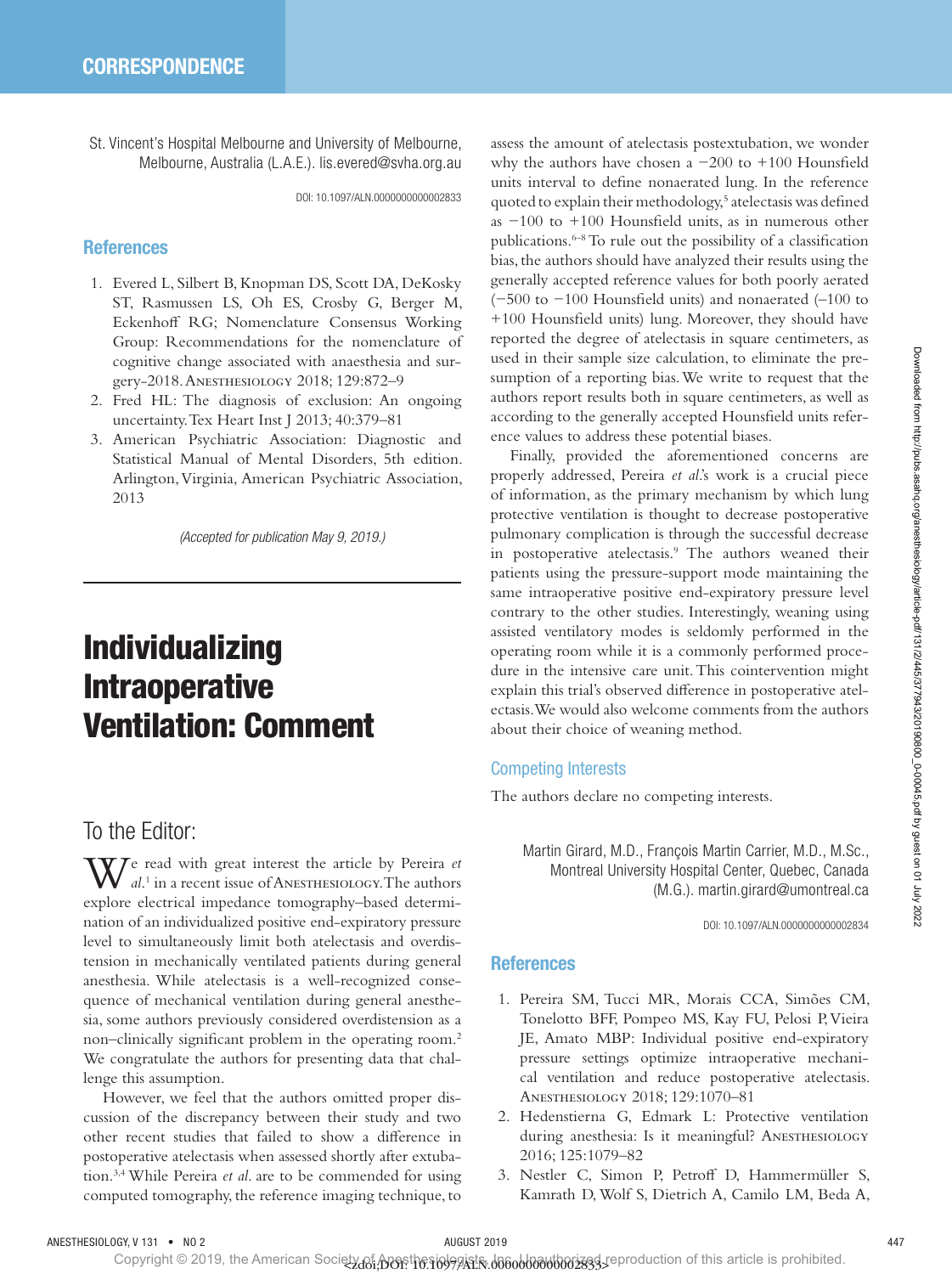St. Vincent's Hospital Melbourne and University of Melbourne, Melbourne, Australia (L.A.E.). lis.evered@svha.org.au

DOI: 10.1097/ALN.0000000000002833

## References

1. Evered L, Silbert B, Knopman DS, Scott DA, DeKosky ST, Rasmussen LS, Oh ES, Crosby G, Berger M, Eckenhoff RG; Nomenclature Consensus Working Group: Recommendations for the nomenclature of cognitive change associated with anaesthesia and surgery-2018. Anesthesiology 2018; 129:872–9
2. Fred HL: The diagnosis of exclusion: An ongoing uncertainty. Tex Heart Inst J 2013; 40:379–81
3. American Psychiatric Association: Diagnostic and Statistical Manual of Mental Disorders, 5th edition. Arlington, Virginia, American Psychiatric Association, 2013

*(Accepted for publication May 9, 2019.)*

# Individualizing Intraoperative Ventilation: Comment

To the Editor:

We read with great interest the article by Pereira *et al.*[1] in a recent issue of Anesthesiology. The authors explore electrical impedance tomography–based determination of an individualized positive end-expiratory pressure level to simultaneously limit both atelectasis and overdistension in mechanically ventilated patients during general anesthesia. While atelectasis is a well-recognized consequence of mechanical ventilation during general anesthesia, some authors previously considered overdistension as a non–clinically significant problem in the operating room.[2] We congratulate the authors for presenting data that challenge this assumption.

However, we feel that the authors omitted proper discussion of the discrepancy between their study and two other recent studies that failed to show a difference in postoperative atelectasis when assessed shortly after extubation.[3,4] While Pereira *et al.* are to be commended for using computed tomography, the reference imaging technique, to assess the amount of atelectasis postextubation, we wonder why the authors have chosen a −200 to +100 Hounsfield units interval to define nonaerated lung. In the reference quoted to explain their methodology,[5] atelectasis was defined as −100 to +100 Hounsfield units, as in numerous other publications.[6–8] To rule out the possibility of a classification bias, the authors should have analyzed their results using the generally accepted reference values for both poorly aerated (−500 to −100 Hounsfield units) and nonaerated (–100 to +100 Hounsfield units) lung. Moreover, they should have reported the degree of atelectasis in square centimeters, as used in their sample size calculation, to eliminate the presumption of a reporting bias. We write to request that the authors report results both in square centimeters, as well as according to the generally accepted Hounsfield units reference values to address these potential biases.

Finally, provided the aforementioned concerns are properly addressed, Pereira *et al.*'s work is a crucial piece of information, as the primary mechanism by which lung protective ventilation is thought to decrease postoperative pulmonary complication is through the successful decrease in postoperative atelectasis.[9] The authors weaned their patients using the pressure-support mode maintaining the same intraoperative positive end-expiratory pressure level contrary to the other studies. Interestingly, weaning using assisted ventilatory modes is seldomly performed in the operating room while it is a commonly performed procedure in the intensive care unit. This cointervention might explain this trial's observed difference in postoperative atelectasis. We would also welcome comments from the authors about their choice of weaning method.

## Competing Interests

The authors declare no competing interests.

Martin Girard, M.D., François Martin Carrier, M.D., M.Sc., Montreal University Hospital Center, Quebec, Canada (M.G.). martin.girard@umontreal.ca

DOI: 10.1097/ALN.0000000000002834

## References

1. Pereira SM, Tucci MR, Morais CCA, Simões CM, Tonelotto BFF, Pompeo MS, Kay FU, Pelosi P, Vieira JE, Amato MBP: Individual positive end-expiratory pressure settings optimize intraoperative mechanical ventilation and reduce postoperative atelectasis. Anesthesiology 2018; 129:1070–81
2. Hedenstierna G, Edmark L: Protective ventilation during anesthesia: Is it meaningful? Anesthesiology 2016; 125:1079–82
3. Nestler C, Simon P, Petroff D, Hammermüller S, Kamrath D, Wolf S, Dietrich A, Camilo LM, Beda A,